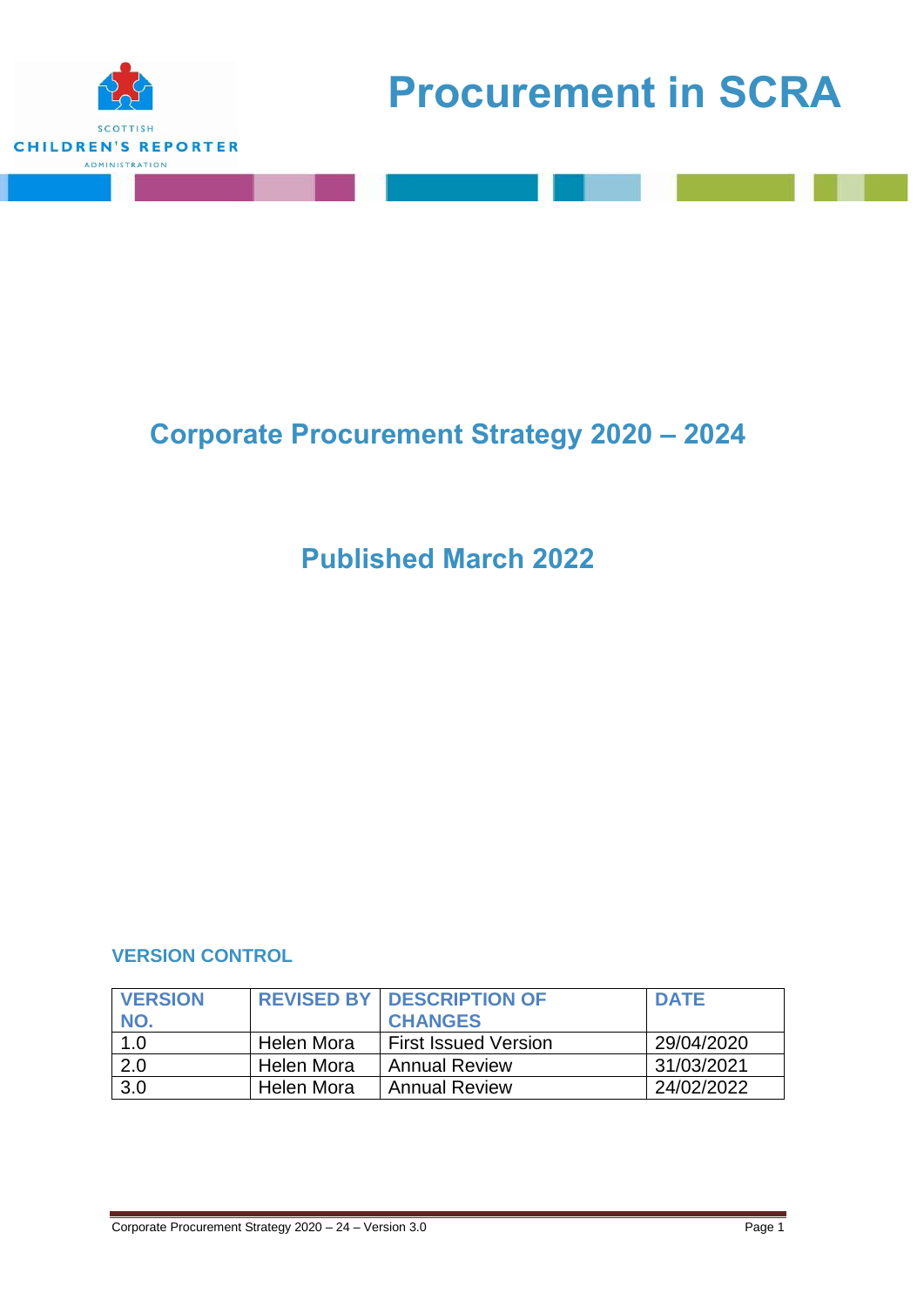SCOTTISH CHILDREN'S REPORTER ADMINISTRATION

# Procurement in SCRA

## Corporate Procurement Strategy 2020 – 2024

## Published March 2022

### VERSION CONTROL

| VERSION NO. | REVISED BY | DESCRIPTION OF CHANGES | DATE |
|---|---|---|---|
| 1.0 | Helen Mora | First Issued Version | 29/04/2020 |
| 2.0 | Helen Mora | Annual Review | 31/03/2021 |
| 3.0 | Helen Mora | Annual Review | 24/02/2022 |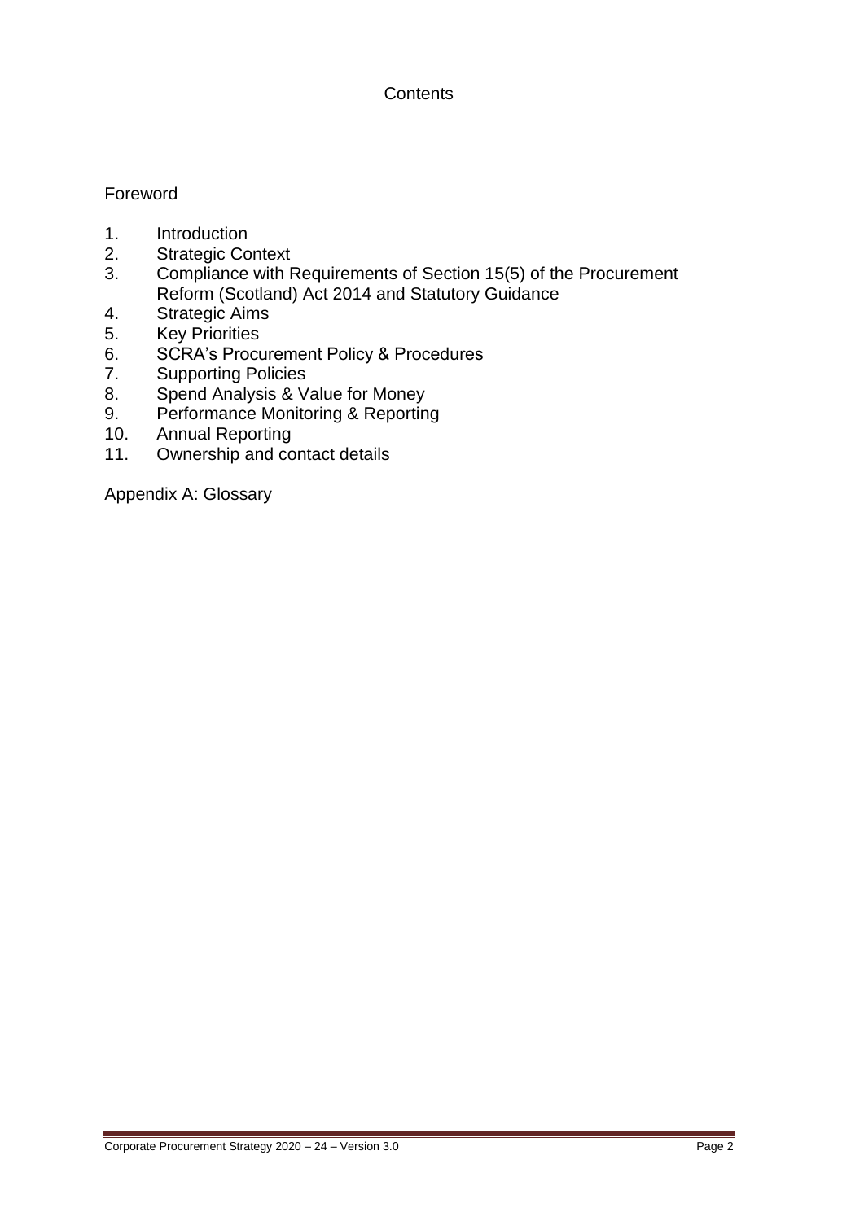# Contents

Foreword

1. Introduction
2. Strategic Context
3. Compliance with Requirements of Section 15(5) of the Procurement Reform (Scotland) Act 2014 and Statutory Guidance
4. Strategic Aims
5. Key Priorities
6. SCRA's Procurement Policy & Procedures
7. Supporting Policies
8. Spend Analysis & Value for Money
9. Performance Monitoring & Reporting
10. Annual Reporting
11. Ownership and contact details

Appendix A: Glossary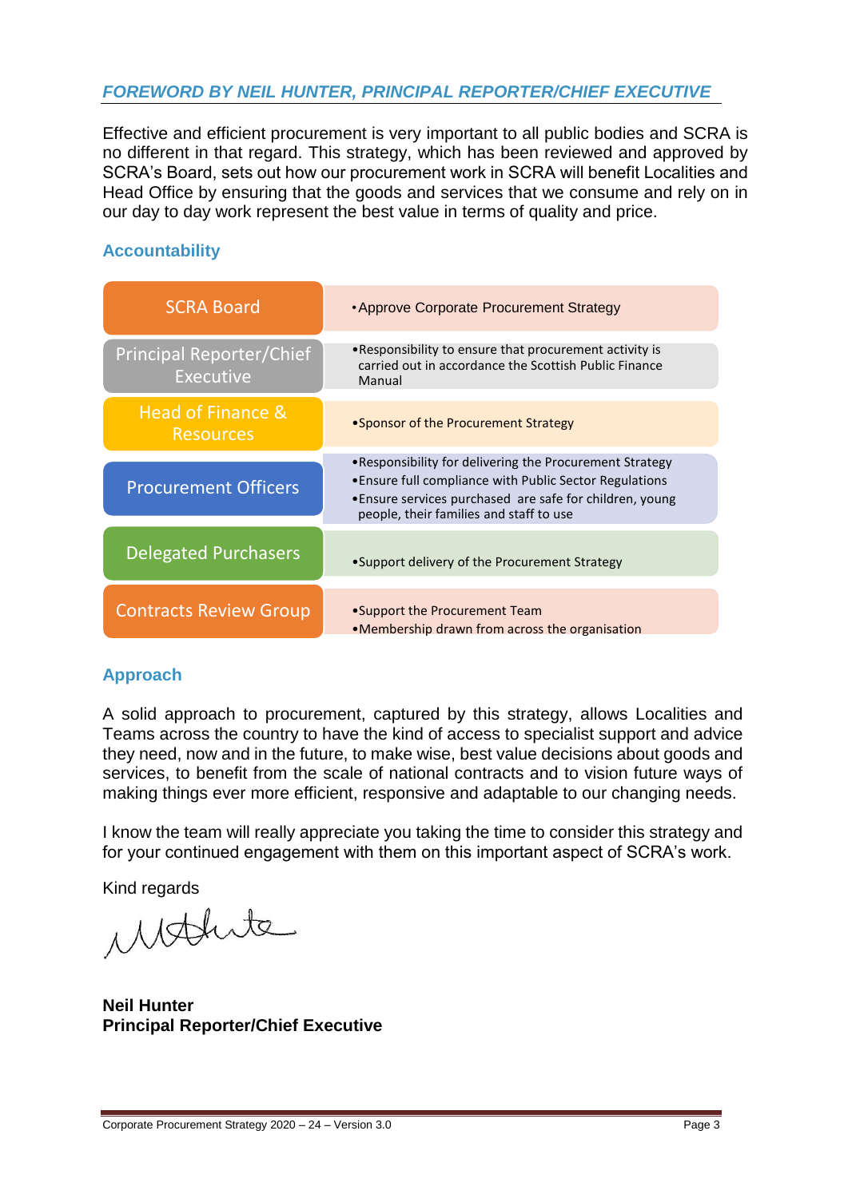## *FOREWORD BY NEIL HUNTER, PRINCIPAL REPORTER/CHIEF EXECUTIVE*

Effective and efficient procurement is very important to all public bodies and SCRA is no different in that regard. This strategy, which has been reviewed and approved by SCRA's Board, sets out how our procurement work in SCRA will benefit Localities and Head Office by ensuring that the goods and services that we consume and rely on in our day to day work represent the best value in terms of quality and price.

### Accountability

| Role | Responsibility |
|---|---|
| SCRA Board | • Approve Corporate Procurement Strategy |
| Principal Reporter/Chief Executive | • Responsibility to ensure that procurement activity is carried out in accordance the Scottish Public Finance Manual |
| Head of Finance & Resources | • Sponsor of the Procurement Strategy |
| Procurement Officers | • Responsibility for delivering the Procurement Strategy<br>• Ensure full compliance with Public Sector Regulations<br>• Ensure services purchased are safe for children, young people, their families and staff to use |
| Delegated Purchasers | • Support delivery of the Procurement Strategy |
| Contracts Review Group | • Support the Procurement Team<br>• Membership drawn from across the organisation |

### Approach

A solid approach to procurement, captured by this strategy, allows Localities and Teams across the country to have the kind of access to specialist support and advice they need, now and in the future, to make wise, best value decisions about goods and services, to benefit from the scale of national contracts and to vision future ways of making things ever more efficient, responsive and adaptable to our changing needs.

I know the team will really appreciate you taking the time to consider this strategy and for your continued engagement with them on this important aspect of SCRA's work.

Kind regards

**Neil Hunter**
**Principal Reporter/Chief Executive**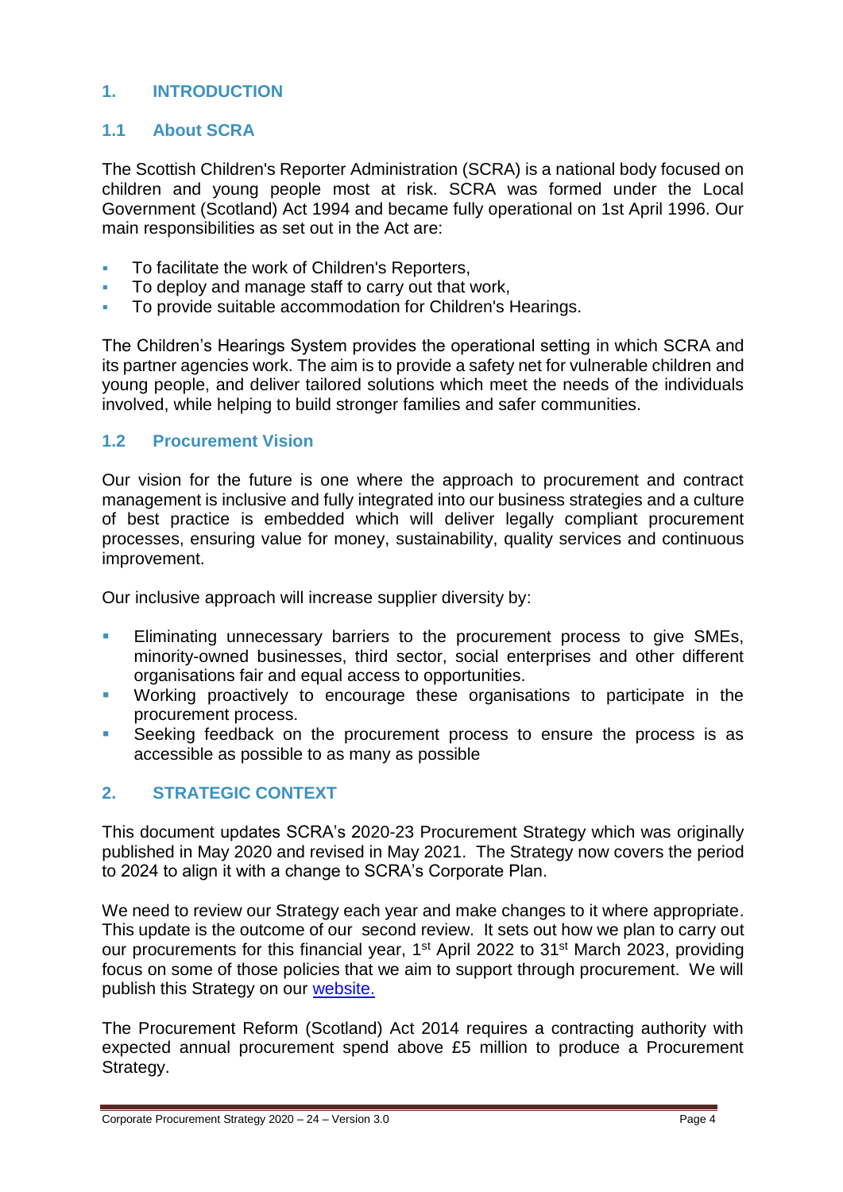## 1. INTRODUCTION

### 1.1 About SCRA

The Scottish Children's Reporter Administration (SCRA) is a national body focused on children and young people most at risk. SCRA was formed under the Local Government (Scotland) Act 1994 and became fully operational on 1st April 1996. Our main responsibilities as set out in the Act are:

- To facilitate the work of Children's Reporters,
- To deploy and manage staff to carry out that work,
- To provide suitable accommodation for Children's Hearings.

The Children's Hearings System provides the operational setting in which SCRA and its partner agencies work. The aim is to provide a safety net for vulnerable children and young people, and deliver tailored solutions which meet the needs of the individuals involved, while helping to build stronger families and safer communities.

### 1.2 Procurement Vision

Our vision for the future is one where the approach to procurement and contract management is inclusive and fully integrated into our business strategies and a culture of best practice is embedded which will deliver legally compliant procurement processes, ensuring value for money, sustainability, quality services and continuous improvement.

Our inclusive approach will increase supplier diversity by:

- Eliminating unnecessary barriers to the procurement process to give SMEs, minority-owned businesses, third sector, social enterprises and other different organisations fair and equal access to opportunities.
- Working proactively to encourage these organisations to participate in the procurement process.
- Seeking feedback on the procurement process to ensure the process is as accessible as possible to as many as possible

## 2. STRATEGIC CONTEXT

This document updates SCRA's 2020-23 Procurement Strategy which was originally published in May 2020 and revised in May 2021. The Strategy now covers the period to 2024 to align it with a change to SCRA's Corporate Plan.

We need to review our Strategy each year and make changes to it where appropriate. This update is the outcome of our second review. It sets out how we plan to carry out our procurements for this financial year, 1st April 2022 to 31st March 2023, providing focus on some of those policies that we aim to support through procurement. We will publish this Strategy on our website.

The Procurement Reform (Scotland) Act 2014 requires a contracting authority with expected annual procurement spend above £5 million to produce a Procurement Strategy.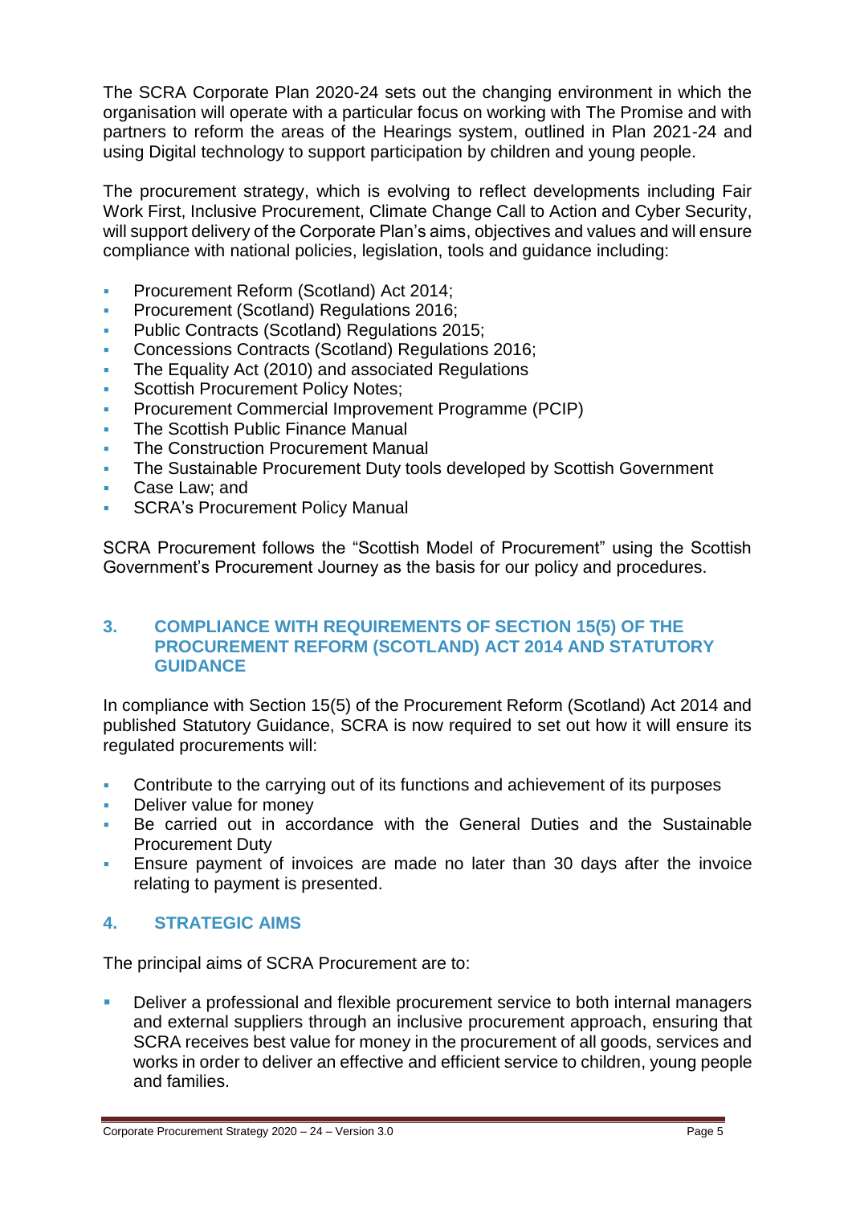The SCRA Corporate Plan 2020-24 sets out the changing environment in which the organisation will operate with a particular focus on working with The Promise and with partners to reform the areas of the Hearings system, outlined in Plan 2021-24 and using Digital technology to support participation by children and young people.

The procurement strategy, which is evolving to reflect developments including Fair Work First, Inclusive Procurement, Climate Change Call to Action and Cyber Security, will support delivery of the Corporate Plan's aims, objectives and values and will ensure compliance with national policies, legislation, tools and guidance including:

- Procurement Reform (Scotland) Act 2014;
- Procurement (Scotland) Regulations 2016;
- Public Contracts (Scotland) Regulations 2015;
- Concessions Contracts (Scotland) Regulations 2016;
- The Equality Act (2010) and associated Regulations
- Scottish Procurement Policy Notes;
- Procurement Commercial Improvement Programme (PCIP)
- The Scottish Public Finance Manual
- The Construction Procurement Manual
- The Sustainable Procurement Duty tools developed by Scottish Government
- Case Law; and
- SCRA's Procurement Policy Manual

SCRA Procurement follows the "Scottish Model of Procurement" using the Scottish Government's Procurement Journey as the basis for our policy and procedures.

## 3. COMPLIANCE WITH REQUIREMENTS OF SECTION 15(5) OF THE PROCUREMENT REFORM (SCOTLAND) ACT 2014 AND STATUTORY GUIDANCE

In compliance with Section 15(5) of the Procurement Reform (Scotland) Act 2014 and published Statutory Guidance, SCRA is now required to set out how it will ensure its regulated procurements will:

- Contribute to the carrying out of its functions and achievement of its purposes
- Deliver value for money
- Be carried out in accordance with the General Duties and the Sustainable Procurement Duty
- Ensure payment of invoices are made no later than 30 days after the invoice relating to payment is presented.

## 4. STRATEGIC AIMS

The principal aims of SCRA Procurement are to:

- Deliver a professional and flexible procurement service to both internal managers and external suppliers through an inclusive procurement approach, ensuring that SCRA receives best value for money in the procurement of all goods, services and works in order to deliver an effective and efficient service to children, young people and families.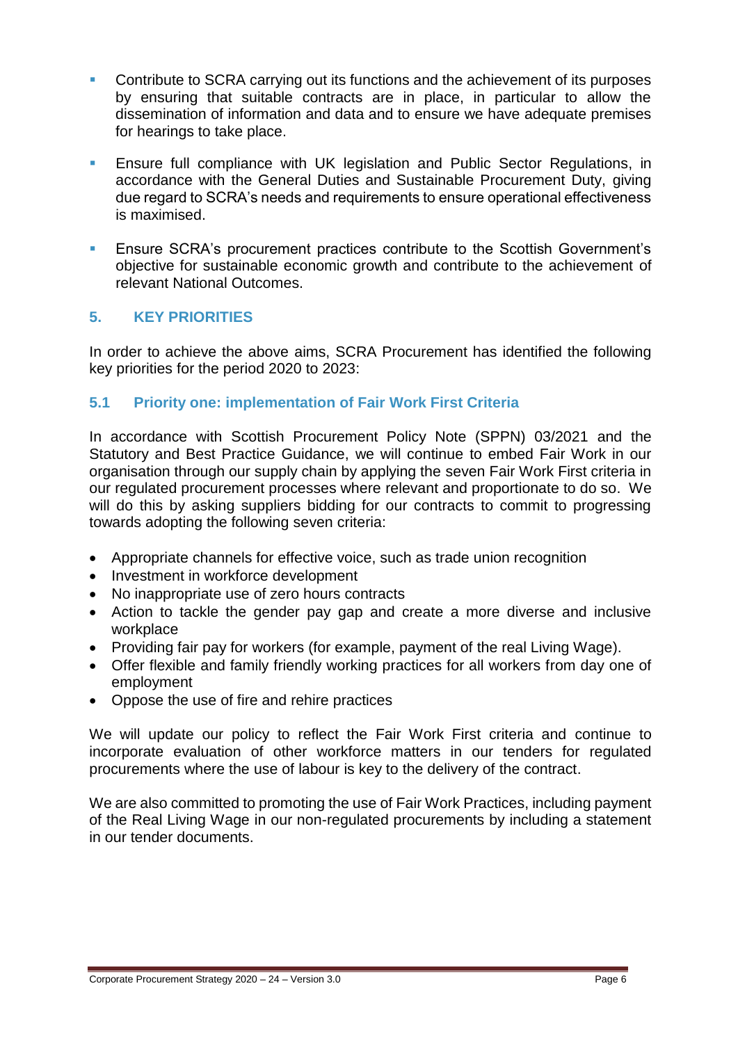- Contribute to SCRA carrying out its functions and the achievement of its purposes by ensuring that suitable contracts are in place, in particular to allow the dissemination of information and data and to ensure we have adequate premises for hearings to take place.

- Ensure full compliance with UK legislation and Public Sector Regulations, in accordance with the General Duties and Sustainable Procurement Duty, giving due regard to SCRA's needs and requirements to ensure operational effectiveness is maximised.

- Ensure SCRA's procurement practices contribute to the Scottish Government's objective for sustainable economic growth and contribute to the achievement of relevant National Outcomes.

## 5. KEY PRIORITIES

In order to achieve the above aims, SCRA Procurement has identified the following key priorities for the period 2020 to 2023:

### 5.1 Priority one: implementation of Fair Work First Criteria

In accordance with Scottish Procurement Policy Note (SPPN) 03/2021 and the Statutory and Best Practice Guidance, we will continue to embed Fair Work in our organisation through our supply chain by applying the seven Fair Work First criteria in our regulated procurement processes where relevant and proportionate to do so. We will do this by asking suppliers bidding for our contracts to commit to progressing towards adopting the following seven criteria:

- Appropriate channels for effective voice, such as trade union recognition
- Investment in workforce development
- No inappropriate use of zero hours contracts
- Action to tackle the gender pay gap and create a more diverse and inclusive workplace
- Providing fair pay for workers (for example, payment of the real Living Wage).
- Offer flexible and family friendly working practices for all workers from day one of employment
- Oppose the use of fire and rehire practices

We will update our policy to reflect the Fair Work First criteria and continue to incorporate evaluation of other workforce matters in our tenders for regulated procurements where the use of labour is key to the delivery of the contract.

We are also committed to promoting the use of Fair Work Practices, including payment of the Real Living Wage in our non-regulated procurements by including a statement in our tender documents.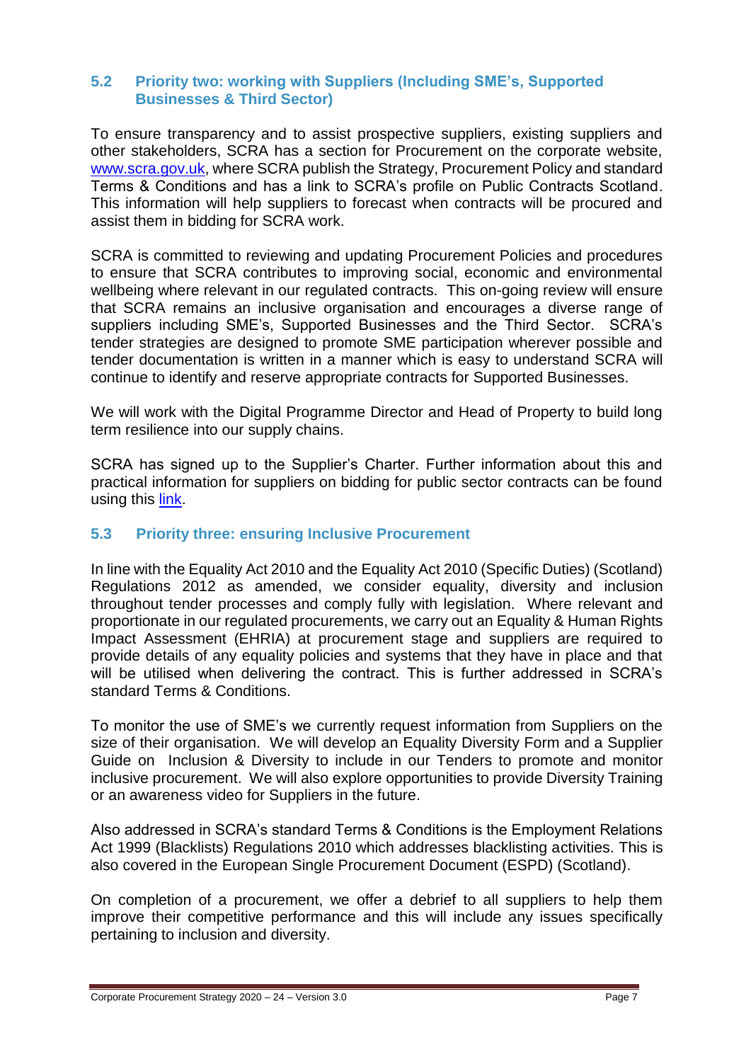### 5.2 Priority two: working with Suppliers (Including SME's, Supported Businesses & Third Sector)

To ensure transparency and to assist prospective suppliers, existing suppliers and other stakeholders, SCRA has a section for Procurement on the corporate website, [www.scra.gov.uk](www.scra.gov.uk), where SCRA publish the Strategy, Procurement Policy and standard Terms & Conditions and has a link to SCRA's profile on Public Contracts Scotland. This information will help suppliers to forecast when contracts will be procured and assist them in bidding for SCRA work.

SCRA is committed to reviewing and updating Procurement Policies and procedures to ensure that SCRA contributes to improving social, economic and environmental wellbeing where relevant in our regulated contracts. This on-going review will ensure that SCRA remains an inclusive organisation and encourages a diverse range of suppliers including SME's, Supported Businesses and the Third Sector. SCRA's tender strategies are designed to promote SME participation wherever possible and tender documentation is written in a manner which is easy to understand SCRA will continue to identify and reserve appropriate contracts for Supported Businesses.

We will work with the Digital Programme Director and Head of Property to build long term resilience into our supply chains.

SCRA has signed up to the Supplier's Charter. Further information about this and practical information for suppliers on bidding for public sector contracts can be found using this link.

### 5.3 Priority three: ensuring Inclusive Procurement

In line with the Equality Act 2010 and the Equality Act 2010 (Specific Duties) (Scotland) Regulations 2012 as amended, we consider equality, diversity and inclusion throughout tender processes and comply fully with legislation. Where relevant and proportionate in our regulated procurements, we carry out an Equality & Human Rights Impact Assessment (EHRIA) at procurement stage and suppliers are required to provide details of any equality policies and systems that they have in place and that will be utilised when delivering the contract. This is further addressed in SCRA's standard Terms & Conditions.

To monitor the use of SME's we currently request information from Suppliers on the size of their organisation. We will develop an Equality Diversity Form and a Supplier Guide on Inclusion & Diversity to include in our Tenders to promote and monitor inclusive procurement. We will also explore opportunities to provide Diversity Training or an awareness video for Suppliers in the future.

Also addressed in SCRA's standard Terms & Conditions is the Employment Relations Act 1999 (Blacklists) Regulations 2010 which addresses blacklisting activities. This is also covered in the European Single Procurement Document (ESPD) (Scotland).

On completion of a procurement, we offer a debrief to all suppliers to help them improve their competitive performance and this will include any issues specifically pertaining to inclusion and diversity.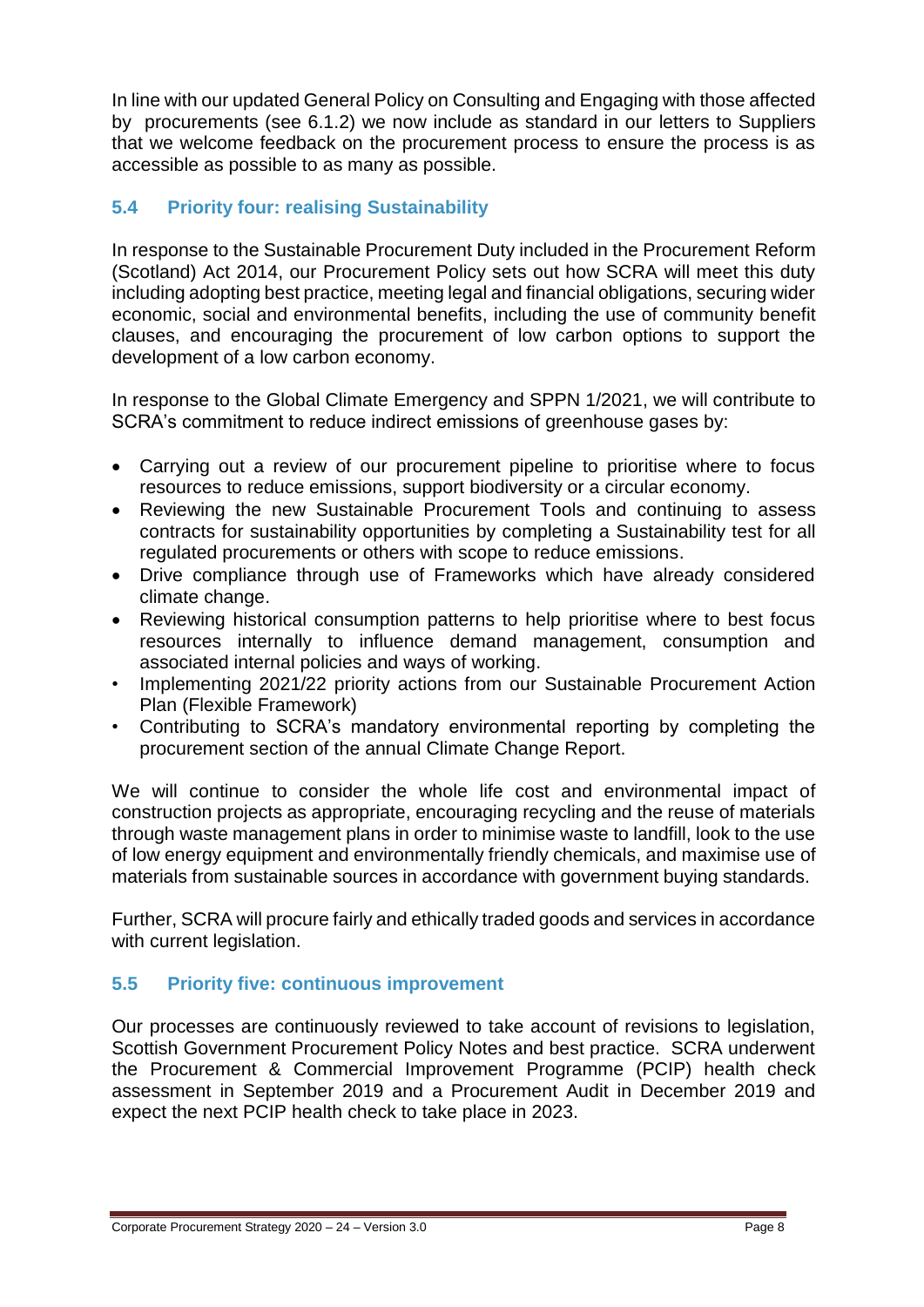In line with our updated General Policy on Consulting and Engaging with those affected by procurements (see 6.1.2) we now include as standard in our letters to Suppliers that we welcome feedback on the procurement process to ensure the process is as accessible as possible to as many as possible.

## 5.4 Priority four: realising Sustainability

In response to the Sustainable Procurement Duty included in the Procurement Reform (Scotland) Act 2014, our Procurement Policy sets out how SCRA will meet this duty including adopting best practice, meeting legal and financial obligations, securing wider economic, social and environmental benefits, including the use of community benefit clauses, and encouraging the procurement of low carbon options to support the development of a low carbon economy.

In response to the Global Climate Emergency and SPPN 1/2021, we will contribute to SCRA's commitment to reduce indirect emissions of greenhouse gases by:

- Carrying out a review of our procurement pipeline to prioritise where to focus resources to reduce emissions, support biodiversity or a circular economy.
- Reviewing the new Sustainable Procurement Tools and continuing to assess contracts for sustainability opportunities by completing a Sustainability test for all regulated procurements or others with scope to reduce emissions.
- Drive compliance through use of Frameworks which have already considered climate change.
- Reviewing historical consumption patterns to help prioritise where to best focus resources internally to influence demand management, consumption and associated internal policies and ways of working.
- Implementing 2021/22 priority actions from our Sustainable Procurement Action Plan (Flexible Framework)
- Contributing to SCRA's mandatory environmental reporting by completing the procurement section of the annual Climate Change Report.

We will continue to consider the whole life cost and environmental impact of construction projects as appropriate, encouraging recycling and the reuse of materials through waste management plans in order to minimise waste to landfill, look to the use of low energy equipment and environmentally friendly chemicals, and maximise use of materials from sustainable sources in accordance with government buying standards.

Further, SCRA will procure fairly and ethically traded goods and services in accordance with current legislation.

## 5.5 Priority five: continuous improvement

Our processes are continuously reviewed to take account of revisions to legislation, Scottish Government Procurement Policy Notes and best practice. SCRA underwent the Procurement & Commercial Improvement Programme (PCIP) health check assessment in September 2019 and a Procurement Audit in December 2019 and expect the next PCIP health check to take place in 2023.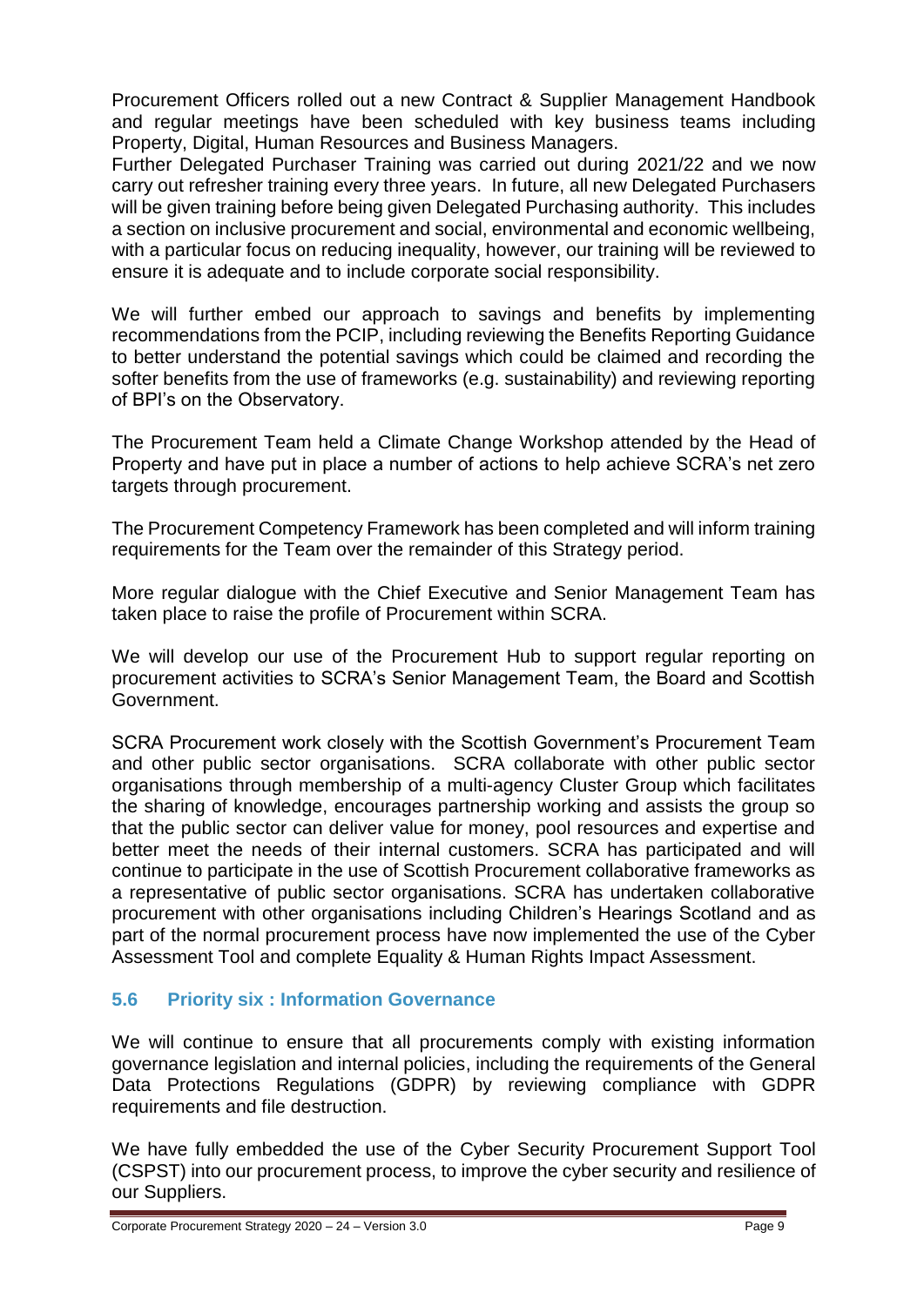Procurement Officers rolled out a new Contract & Supplier Management Handbook and regular meetings have been scheduled with key business teams including Property, Digital, Human Resources and Business Managers.
Further Delegated Purchaser Training was carried out during 2021/22 and we now carry out refresher training every three years. In future, all new Delegated Purchasers will be given training before being given Delegated Purchasing authority. This includes a section on inclusive procurement and social, environmental and economic wellbeing, with a particular focus on reducing inequality, however, our training will be reviewed to ensure it is adequate and to include corporate social responsibility.

We will further embed our approach to savings and benefits by implementing recommendations from the PCIP, including reviewing the Benefits Reporting Guidance to better understand the potential savings which could be claimed and recording the softer benefits from the use of frameworks (e.g. sustainability) and reviewing reporting of BPI's on the Observatory.

The Procurement Team held a Climate Change Workshop attended by the Head of Property and have put in place a number of actions to help achieve SCRA's net zero targets through procurement.

The Procurement Competency Framework has been completed and will inform training requirements for the Team over the remainder of this Strategy period.

More regular dialogue with the Chief Executive and Senior Management Team has taken place to raise the profile of Procurement within SCRA.

We will develop our use of the Procurement Hub to support regular reporting on procurement activities to SCRA's Senior Management Team, the Board and Scottish Government.

SCRA Procurement work closely with the Scottish Government's Procurement Team and other public sector organisations. SCRA collaborate with other public sector organisations through membership of a multi-agency Cluster Group which facilitates the sharing of knowledge, encourages partnership working and assists the group so that the public sector can deliver value for money, pool resources and expertise and better meet the needs of their internal customers. SCRA has participated and will continue to participate in the use of Scottish Procurement collaborative frameworks as a representative of public sector organisations. SCRA has undertaken collaborative procurement with other organisations including Children's Hearings Scotland and as part of the normal procurement process have now implemented the use of the Cyber Assessment Tool and complete Equality & Human Rights Impact Assessment.

### 5.6 Priority six : Information Governance

We will continue to ensure that all procurements comply with existing information governance legislation and internal policies, including the requirements of the General Data Protections Regulations (GDPR) by reviewing compliance with GDPR requirements and file destruction.

We have fully embedded the use of the Cyber Security Procurement Support Tool (CSPST) into our procurement process, to improve the cyber security and resilience of our Suppliers.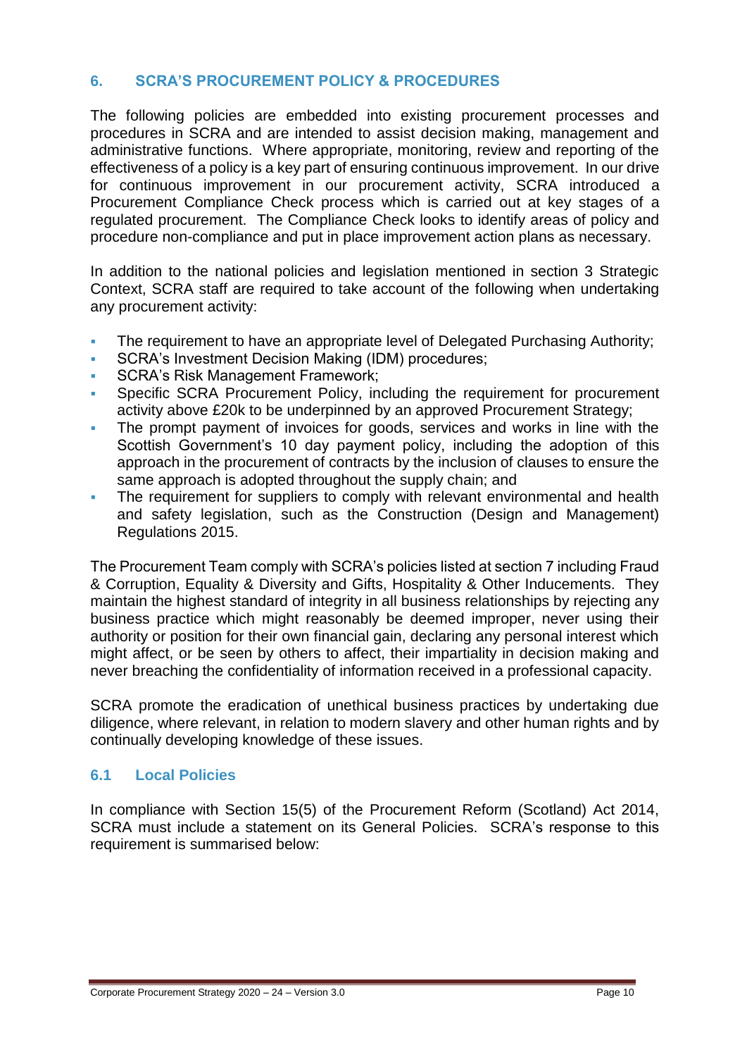## 6. SCRA'S PROCUREMENT POLICY & PROCEDURES

The following policies are embedded into existing procurement processes and procedures in SCRA and are intended to assist decision making, management and administrative functions. Where appropriate, monitoring, review and reporting of the effectiveness of a policy is a key part of ensuring continuous improvement. In our drive for continuous improvement in our procurement activity, SCRA introduced a Procurement Compliance Check process which is carried out at key stages of a regulated procurement. The Compliance Check looks to identify areas of policy and procedure non-compliance and put in place improvement action plans as necessary.

In addition to the national policies and legislation mentioned in section 3 Strategic Context, SCRA staff are required to take account of the following when undertaking any procurement activity:

- The requirement to have an appropriate level of Delegated Purchasing Authority;
- SCRA's Investment Decision Making (IDM) procedures;
- SCRA's Risk Management Framework;
- Specific SCRA Procurement Policy, including the requirement for procurement activity above £20k to be underpinned by an approved Procurement Strategy;
- The prompt payment of invoices for goods, services and works in line with the Scottish Government's 10 day payment policy, including the adoption of this approach in the procurement of contracts by the inclusion of clauses to ensure the same approach is adopted throughout the supply chain; and
- The requirement for suppliers to comply with relevant environmental and health and safety legislation, such as the Construction (Design and Management) Regulations 2015.

The Procurement Team comply with SCRA's policies listed at section 7 including Fraud & Corruption, Equality & Diversity and Gifts, Hospitality & Other Inducements. They maintain the highest standard of integrity in all business relationships by rejecting any business practice which might reasonably be deemed improper, never using their authority or position for their own financial gain, declaring any personal interest which might affect, or be seen by others to affect, their impartiality in decision making and never breaching the confidentiality of information received in a professional capacity.

SCRA promote the eradication of unethical business practices by undertaking due diligence, where relevant, in relation to modern slavery and other human rights and by continually developing knowledge of these issues.

### 6.1 Local Policies

In compliance with Section 15(5) of the Procurement Reform (Scotland) Act 2014, SCRA must include a statement on its General Policies. SCRA's response to this requirement is summarised below: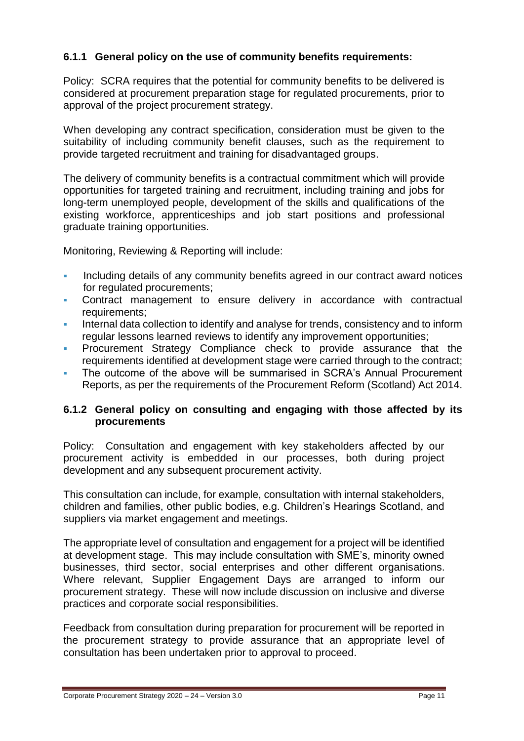### 6.1.1 General policy on the use of community benefits requirements:

Policy: SCRA requires that the potential for community benefits to be delivered is considered at procurement preparation stage for regulated procurements, prior to approval of the project procurement strategy.

When developing any contract specification, consideration must be given to the suitability of including community benefit clauses, such as the requirement to provide targeted recruitment and training for disadvantaged groups.

The delivery of community benefits is a contractual commitment which will provide opportunities for targeted training and recruitment, including training and jobs for long-term unemployed people, development of the skills and qualifications of the existing workforce, apprenticeships and job start positions and professional graduate training opportunities.

Monitoring, Reviewing & Reporting will include:

- Including details of any community benefits agreed in our contract award notices for regulated procurements;
- Contract management to ensure delivery in accordance with contractual requirements;
- Internal data collection to identify and analyse for trends, consistency and to inform regular lessons learned reviews to identify any improvement opportunities;
- Procurement Strategy Compliance check to provide assurance that the requirements identified at development stage were carried through to the contract;
- The outcome of the above will be summarised in SCRA's Annual Procurement Reports, as per the requirements of the Procurement Reform (Scotland) Act 2014.

### 6.1.2 General policy on consulting and engaging with those affected by its procurements

Policy: Consultation and engagement with key stakeholders affected by our procurement activity is embedded in our processes, both during project development and any subsequent procurement activity.

This consultation can include, for example, consultation with internal stakeholders, children and families, other public bodies, e.g. Children's Hearings Scotland, and suppliers via market engagement and meetings.

The appropriate level of consultation and engagement for a project will be identified at development stage. This may include consultation with SME's, minority owned businesses, third sector, social enterprises and other different organisations. Where relevant, Supplier Engagement Days are arranged to inform our procurement strategy. These will now include discussion on inclusive and diverse practices and corporate social responsibilities.

Feedback from consultation during preparation for procurement will be reported in the procurement strategy to provide assurance that an appropriate level of consultation has been undertaken prior to approval to proceed.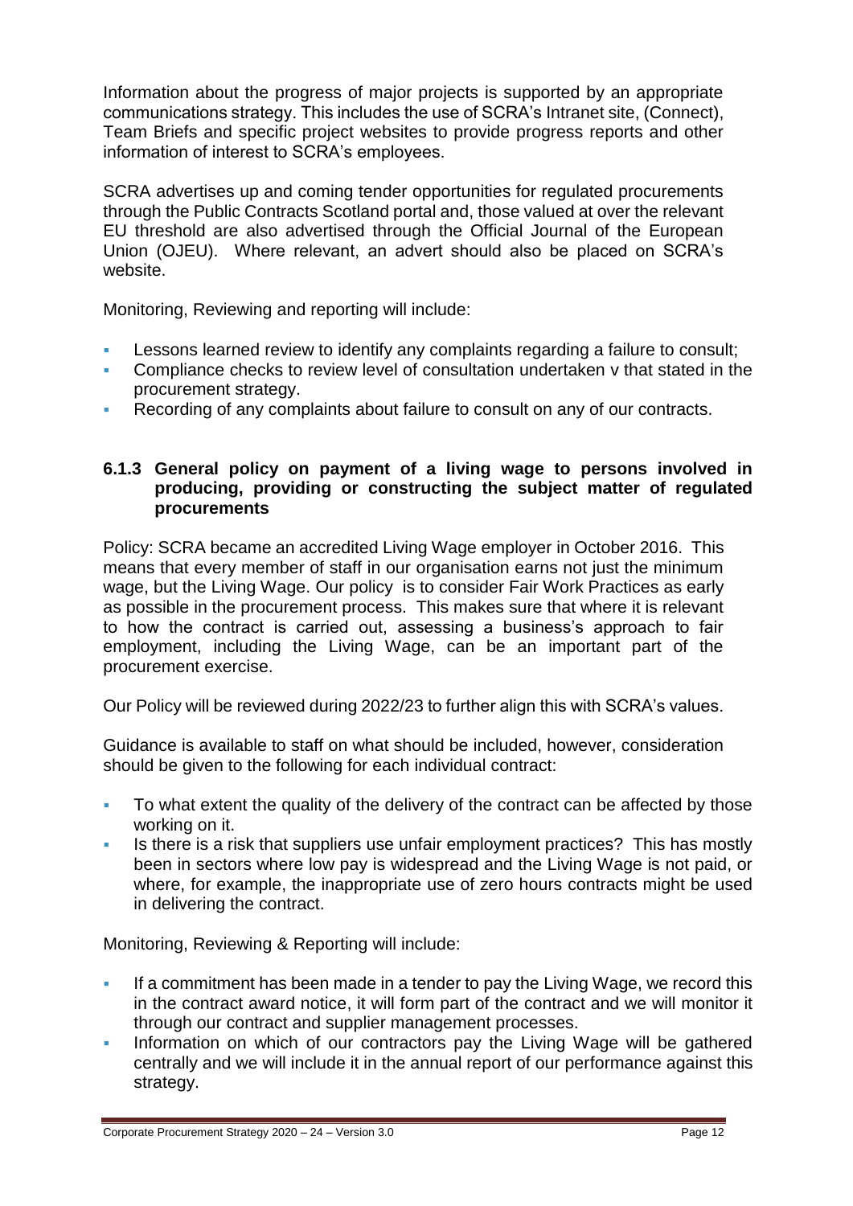Information about the progress of major projects is supported by an appropriate communications strategy. This includes the use of SCRA's Intranet site, (Connect), Team Briefs and specific project websites to provide progress reports and other information of interest to SCRA's employees.

SCRA advertises up and coming tender opportunities for regulated procurements through the Public Contracts Scotland portal and, those valued at over the relevant EU threshold are also advertised through the Official Journal of the European Union (OJEU). Where relevant, an advert should also be placed on SCRA's website.

Monitoring, Reviewing and reporting will include:

- Lessons learned review to identify any complaints regarding a failure to consult;
- Compliance checks to review level of consultation undertaken v that stated in the procurement strategy.
- Recording of any complaints about failure to consult on any of our contracts.

### 6.1.3 General policy on payment of a living wage to persons involved in producing, providing or constructing the subject matter of regulated procurements

Policy: SCRA became an accredited Living Wage employer in October 2016. This means that every member of staff in our organisation earns not just the minimum wage, but the Living Wage. Our policy is to consider Fair Work Practices as early as possible in the procurement process. This makes sure that where it is relevant to how the contract is carried out, assessing a business's approach to fair employment, including the Living Wage, can be an important part of the procurement exercise.

Our Policy will be reviewed during 2022/23 to further align this with SCRA's values.

Guidance is available to staff on what should be included, however, consideration should be given to the following for each individual contract:

- To what extent the quality of the delivery of the contract can be affected by those working on it.
- Is there is a risk that suppliers use unfair employment practices? This has mostly been in sectors where low pay is widespread and the Living Wage is not paid, or where, for example, the inappropriate use of zero hours contracts might be used in delivering the contract.

Monitoring, Reviewing & Reporting will include:

- If a commitment has been made in a tender to pay the Living Wage, we record this in the contract award notice, it will form part of the contract and we will monitor it through our contract and supplier management processes.
- Information on which of our contractors pay the Living Wage will be gathered centrally and we will include it in the annual report of our performance against this strategy.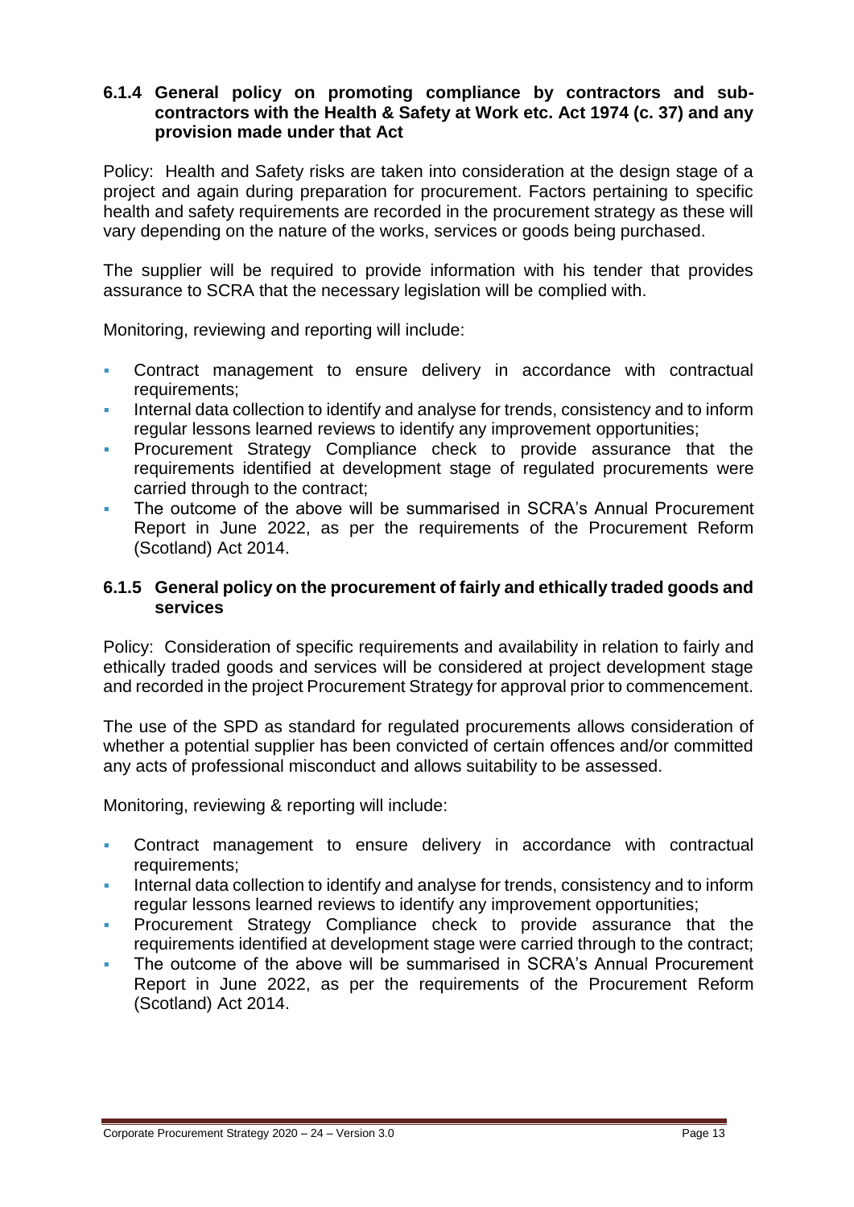### 6.1.4 General policy on promoting compliance by contractors and sub-contractors with the Health & Safety at Work etc. Act 1974 (c. 37) and any provision made under that Act

Policy: Health and Safety risks are taken into consideration at the design stage of a project and again during preparation for procurement. Factors pertaining to specific health and safety requirements are recorded in the procurement strategy as these will vary depending on the nature of the works, services or goods being purchased.

The supplier will be required to provide information with his tender that provides assurance to SCRA that the necessary legislation will be complied with.

Monitoring, reviewing and reporting will include:

- Contract management to ensure delivery in accordance with contractual requirements;
- Internal data collection to identify and analyse for trends, consistency and to inform regular lessons learned reviews to identify any improvement opportunities;
- Procurement Strategy Compliance check to provide assurance that the requirements identified at development stage of regulated procurements were carried through to the contract;
- The outcome of the above will be summarised in SCRA's Annual Procurement Report in June 2022, as per the requirements of the Procurement Reform (Scotland) Act 2014.

### 6.1.5 General policy on the procurement of fairly and ethically traded goods and services

Policy: Consideration of specific requirements and availability in relation to fairly and ethically traded goods and services will be considered at project development stage and recorded in the project Procurement Strategy for approval prior to commencement.

The use of the SPD as standard for regulated procurements allows consideration of whether a potential supplier has been convicted of certain offences and/or committed any acts of professional misconduct and allows suitability to be assessed.

Monitoring, reviewing & reporting will include:

- Contract management to ensure delivery in accordance with contractual requirements;
- Internal data collection to identify and analyse for trends, consistency and to inform regular lessons learned reviews to identify any improvement opportunities;
- Procurement Strategy Compliance check to provide assurance that the requirements identified at development stage were carried through to the contract;
- The outcome of the above will be summarised in SCRA's Annual Procurement Report in June 2022, as per the requirements of the Procurement Reform (Scotland) Act 2014.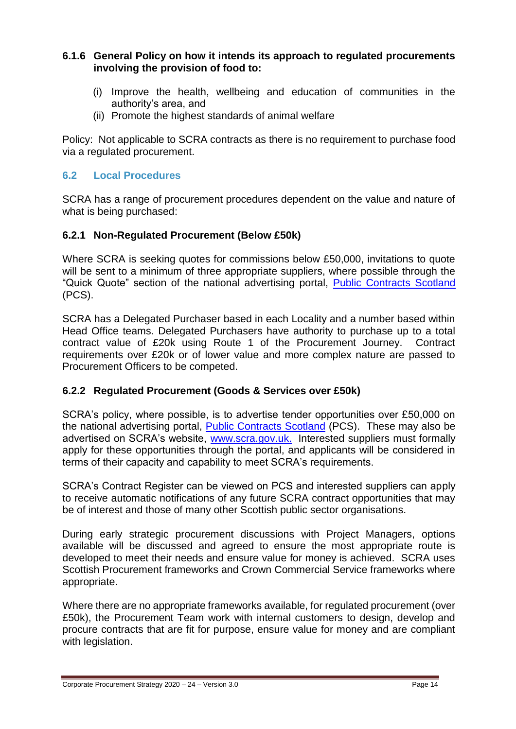#### 6.1.6 General Policy on how it intends its approach to regulated procurements involving the provision of food to:

(i) Improve the health, wellbeing and education of communities in the authority's area, and
(ii) Promote the highest standards of animal welfare

Policy: Not applicable to SCRA contracts as there is no requirement to purchase food via a regulated procurement.

### 6.2 Local Procedures

SCRA has a range of procurement procedures dependent on the value and nature of what is being purchased:

#### 6.2.1 Non-Regulated Procurement (Below £50k)

Where SCRA is seeking quotes for commissions below £50,000, invitations to quote will be sent to a minimum of three appropriate suppliers, where possible through the "Quick Quote" section of the national advertising portal, [Public Contracts Scotland](Public Contracts Scotland) (PCS).

SCRA has a Delegated Purchaser based in each Locality and a number based within Head Office teams. Delegated Purchasers have authority to purchase up to a total contract value of £20k using Route 1 of the Procurement Journey. Contract requirements over £20k or of lower value and more complex nature are passed to Procurement Officers to be competed.

#### 6.2.2 Regulated Procurement (Goods & Services over £50k)

SCRA's policy, where possible, is to advertise tender opportunities over £50,000 on the national advertising portal, [Public Contracts Scotland](Public Contracts Scotland) (PCS). These may also be advertised on SCRA's website, [www.scra.gov.uk.](www.scra.gov.uk) Interested suppliers must formally apply for these opportunities through the portal, and applicants will be considered in terms of their capacity and capability to meet SCRA's requirements.

SCRA's Contract Register can be viewed on PCS and interested suppliers can apply to receive automatic notifications of any future SCRA contract opportunities that may be of interest and those of many other Scottish public sector organisations.

During early strategic procurement discussions with Project Managers, options available will be discussed and agreed to ensure the most appropriate route is developed to meet their needs and ensure value for money is achieved. SCRA uses Scottish Procurement frameworks and Crown Commercial Service frameworks where appropriate.

Where there are no appropriate frameworks available, for regulated procurement (over £50k), the Procurement Team work with internal customers to design, develop and procure contracts that are fit for purpose, ensure value for money and are compliant with legislation.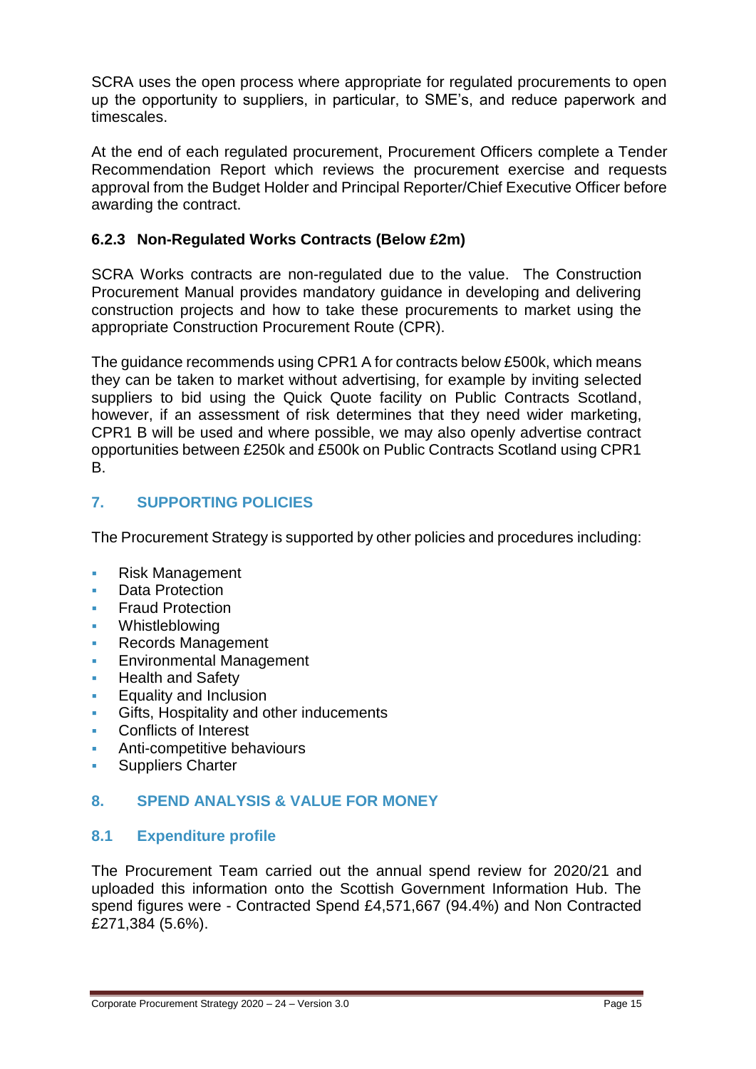SCRA uses the open process where appropriate for regulated procurements to open up the opportunity to suppliers, in particular, to SME's, and reduce paperwork and timescales.

At the end of each regulated procurement, Procurement Officers complete a Tender Recommendation Report which reviews the procurement exercise and requests approval from the Budget Holder and Principal Reporter/Chief Executive Officer before awarding the contract.

#### 6.2.3 Non-Regulated Works Contracts (Below £2m)

SCRA Works contracts are non-regulated due to the value. The Construction Procurement Manual provides mandatory guidance in developing and delivering construction projects and how to take these procurements to market using the appropriate Construction Procurement Route (CPR).

The guidance recommends using CPR1 A for contracts below £500k, which means they can be taken to market without advertising, for example by inviting selected suppliers to bid using the Quick Quote facility on Public Contracts Scotland, however, if an assessment of risk determines that they need wider marketing, CPR1 B will be used and where possible, we may also openly advertise contract opportunities between £250k and £500k on Public Contracts Scotland using CPR1 B.

## 7. SUPPORTING POLICIES

The Procurement Strategy is supported by other policies and procedures including:

- Risk Management
- Data Protection
- Fraud Protection
- Whistleblowing
- Records Management
- Environmental Management
- Health and Safety
- Equality and Inclusion
- Gifts, Hospitality and other inducements
- Conflicts of Interest
- Anti-competitive behaviours
- Suppliers Charter

## 8. SPEND ANALYSIS & VALUE FOR MONEY

### 8.1 Expenditure profile

The Procurement Team carried out the annual spend review for 2020/21 and uploaded this information onto the Scottish Government Information Hub. The spend figures were - Contracted Spend £4,571,667 (94.4%) and Non Contracted £271,384 (5.6%).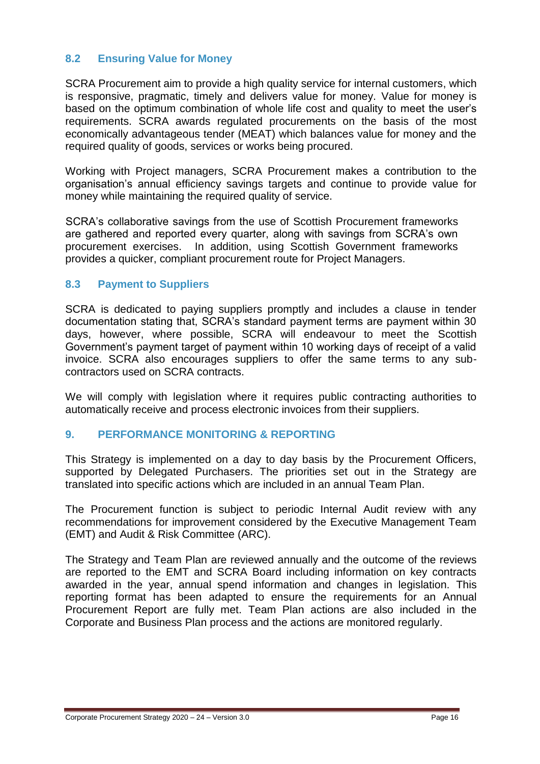### 8.2 Ensuring Value for Money

SCRA Procurement aim to provide a high quality service for internal customers, which is responsive, pragmatic, timely and delivers value for money. Value for money is based on the optimum combination of whole life cost and quality to meet the user's requirements. SCRA awards regulated procurements on the basis of the most economically advantageous tender (MEAT) which balances value for money and the required quality of goods, services or works being procured.

Working with Project managers, SCRA Procurement makes a contribution to the organisation's annual efficiency savings targets and continue to provide value for money while maintaining the required quality of service.

SCRA's collaborative savings from the use of Scottish Procurement frameworks are gathered and reported every quarter, along with savings from SCRA's own procurement exercises. In addition, using Scottish Government frameworks provides a quicker, compliant procurement route for Project Managers.

### 8.3 Payment to Suppliers

SCRA is dedicated to paying suppliers promptly and includes a clause in tender documentation stating that, SCRA's standard payment terms are payment within 30 days, however, where possible, SCRA will endeavour to meet the Scottish Government's payment target of payment within 10 working days of receipt of a valid invoice. SCRA also encourages suppliers to offer the same terms to any sub-contractors used on SCRA contracts.

We will comply with legislation where it requires public contracting authorities to automatically receive and process electronic invoices from their suppliers.

## 9. PERFORMANCE MONITORING & REPORTING

This Strategy is implemented on a day to day basis by the Procurement Officers, supported by Delegated Purchasers. The priorities set out in the Strategy are translated into specific actions which are included in an annual Team Plan.

The Procurement function is subject to periodic Internal Audit review with any recommendations for improvement considered by the Executive Management Team (EMT) and Audit & Risk Committee (ARC).

The Strategy and Team Plan are reviewed annually and the outcome of the reviews are reported to the EMT and SCRA Board including information on key contracts awarded in the year, annual spend information and changes in legislation. This reporting format has been adapted to ensure the requirements for an Annual Procurement Report are fully met. Team Plan actions are also included in the Corporate and Business Plan process and the actions are monitored regularly.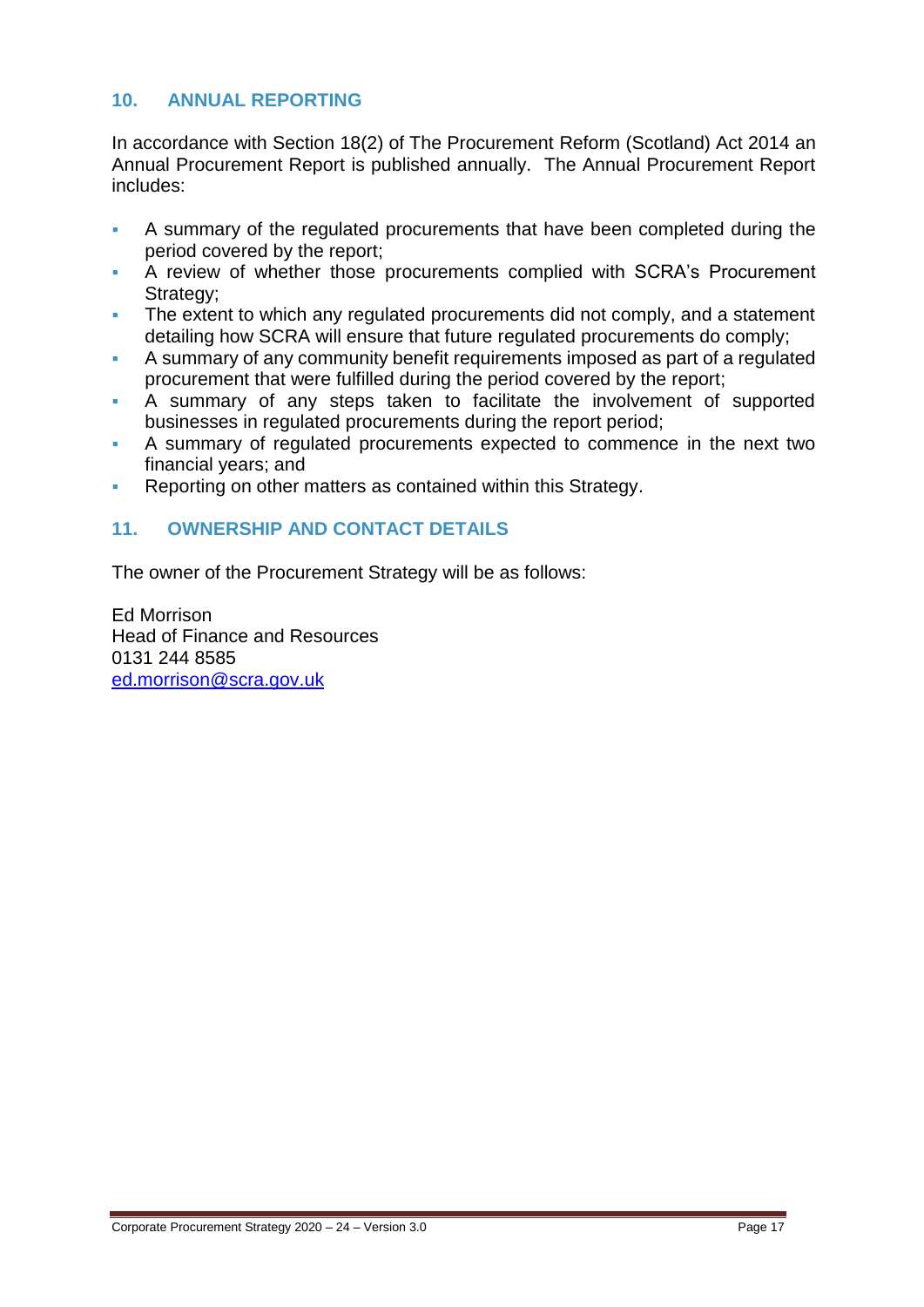## 10. ANNUAL REPORTING

In accordance with Section 18(2) of The Procurement Reform (Scotland) Act 2014 an Annual Procurement Report is published annually. The Annual Procurement Report includes:

- A summary of the regulated procurements that have been completed during the period covered by the report;
- A review of whether those procurements complied with SCRA's Procurement Strategy;
- The extent to which any regulated procurements did not comply, and a statement detailing how SCRA will ensure that future regulated procurements do comply;
- A summary of any community benefit requirements imposed as part of a regulated procurement that were fulfilled during the period covered by the report;
- A summary of any steps taken to facilitate the involvement of supported businesses in regulated procurements during the report period;
- A summary of regulated procurements expected to commence in the next two financial years; and
- Reporting on other matters as contained within this Strategy.

## 11. OWNERSHIP AND CONTACT DETAILS

The owner of the Procurement Strategy will be as follows:

Ed Morrison
Head of Finance and Resources
0131 244 8585
ed.morrison@scra.gov.uk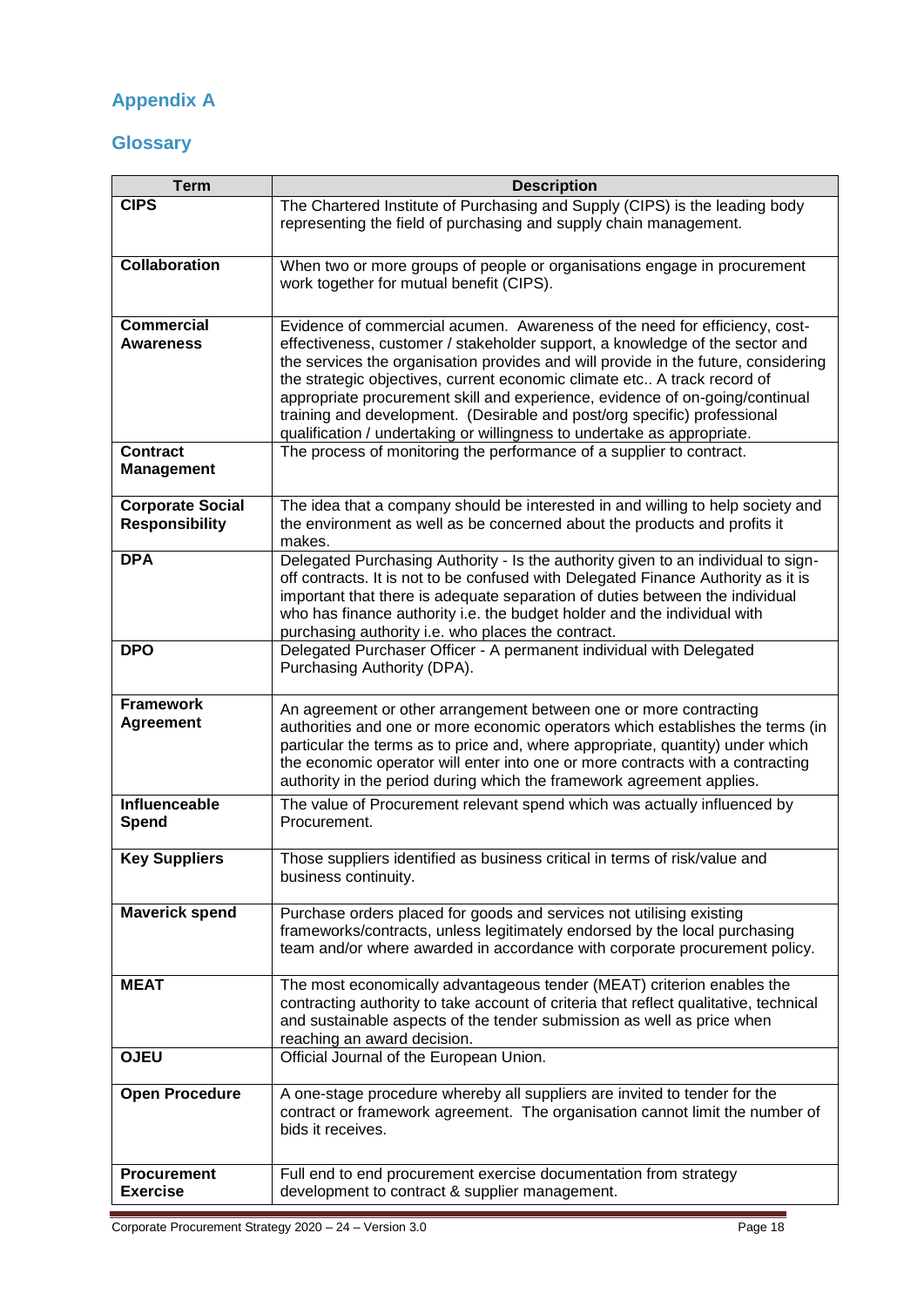## Appendix A

## Glossary

| Term | Description |
|---|---|
| **CIPS** | The Chartered Institute of Purchasing and Supply (CIPS) is the leading body representing the field of purchasing and supply chain management. |
| **Collaboration** | When two or more groups of people or organisations engage in procurement work together for mutual benefit (CIPS). |
| **Commercial Awareness** | Evidence of commercial acumen. Awareness of the need for efficiency, cost-effectiveness, customer / stakeholder support, a knowledge of the sector and the services the organisation provides and will provide in the future, considering the strategic objectives, current economic climate etc.. A track record of appropriate procurement skill and experience, evidence of on-going/continual training and development. (Desirable and post/org specific) professional qualification / undertaking or willingness to undertake as appropriate. |
| **Contract Management** | The process of monitoring the performance of a supplier to contract. |
| **Corporate Social Responsibility** | The idea that a company should be interested in and willing to help society and the environment as well as be concerned about the products and profits it makes. |
| **DPA** | Delegated Purchasing Authority - Is the authority given to an individual to sign-off contracts. It is not to be confused with Delegated Finance Authority as it is important that there is adequate separation of duties between the individual who has finance authority i.e. the budget holder and the individual with purchasing authority i.e. who places the contract. |
| **DPO** | Delegated Purchaser Officer - A permanent individual with Delegated Purchasing Authority (DPA). |
| **Framework Agreement** | An agreement or other arrangement between one or more contracting authorities and one or more economic operators which establishes the terms (in particular the terms as to price and, where appropriate, quantity) under which the economic operator will enter into one or more contracts with a contracting authority in the period during which the framework agreement applies. |
| **Influenceable Spend** | The value of Procurement relevant spend which was actually influenced by Procurement. |
| **Key Suppliers** | Those suppliers identified as business critical in terms of risk/value and business continuity. |
| **Maverick spend** | Purchase orders placed for goods and services not utilising existing frameworks/contracts, unless legitimately endorsed by the local purchasing team and/or where awarded in accordance with corporate procurement policy. |
| **MEAT** | The most economically advantageous tender (MEAT) criterion enables the contracting authority to take account of criteria that reflect qualitative, technical and sustainable aspects of the tender submission as well as price when reaching an award decision. |
| **OJEU** | Official Journal of the European Union. |
| **Open Procedure** | A one-stage procedure whereby all suppliers are invited to tender for the contract or framework agreement. The organisation cannot limit the number of bids it receives. |
| **Procurement Exercise** | Full end to end procurement exercise documentation from strategy development to contract & supplier management. |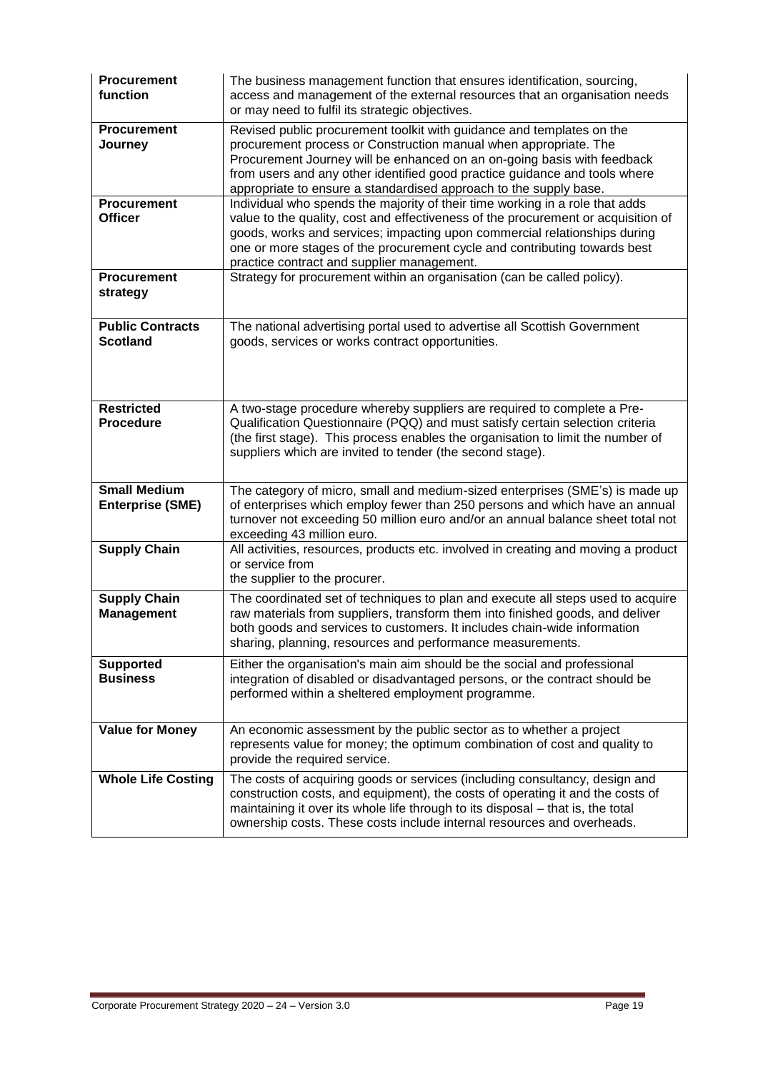| | |
|---|---|
| **Procurement function** | The business management function that ensures identification, sourcing, access and management of the external resources that an organisation needs or may need to fulfil its strategic objectives. |
| **Procurement Journey** | Revised public procurement toolkit with guidance and templates on the procurement process or Construction manual when appropriate. The Procurement Journey will be enhanced on an on-going basis with feedback from users and any other identified good practice guidance and tools where appropriate to ensure a standardised approach to the supply base. |
| **Procurement Officer** | Individual who spends the majority of their time working in a role that adds value to the quality, cost and effectiveness of the procurement or acquisition of goods, works and services; impacting upon commercial relationships during one or more stages of the procurement cycle and contributing towards best practice contract and supplier management. |
| **Procurement strategy** | Strategy for procurement within an organisation (can be called policy). |
| **Public Contracts Scotland** | The national advertising portal used to advertise all Scottish Government goods, services or works contract opportunities. |
| **Restricted Procedure** | A two-stage procedure whereby suppliers are required to complete a Pre-Qualification Questionnaire (PQQ) and must satisfy certain selection criteria (the first stage). This process enables the organisation to limit the number of suppliers which are invited to tender (the second stage). |
| **Small Medium Enterprise (SME)** | The category of micro, small and medium-sized enterprises (SME's) is made up of enterprises which employ fewer than 250 persons and which have an annual turnover not exceeding 50 million euro and/or an annual balance sheet total not exceeding 43 million euro. |
| **Supply Chain** | All activities, resources, products etc. involved in creating and moving a product or service from the supplier to the procurer. |
| **Supply Chain Management** | The coordinated set of techniques to plan and execute all steps used to acquire raw materials from suppliers, transform them into finished goods, and deliver both goods and services to customers. It includes chain-wide information sharing, planning, resources and performance measurements. |
| **Supported Business** | Either the organisation's main aim should be the social and professional integration of disabled or disadvantaged persons, or the contract should be performed within a sheltered employment programme. |
| **Value for Money** | An economic assessment by the public sector as to whether a project represents value for money; the optimum combination of cost and quality to provide the required service. |
| **Whole Life Costing** | The costs of acquiring goods or services (including consultancy, design and construction costs, and equipment), the costs of operating it and the costs of maintaining it over its whole life through to its disposal – that is, the total ownership costs. These costs include internal resources and overheads. |